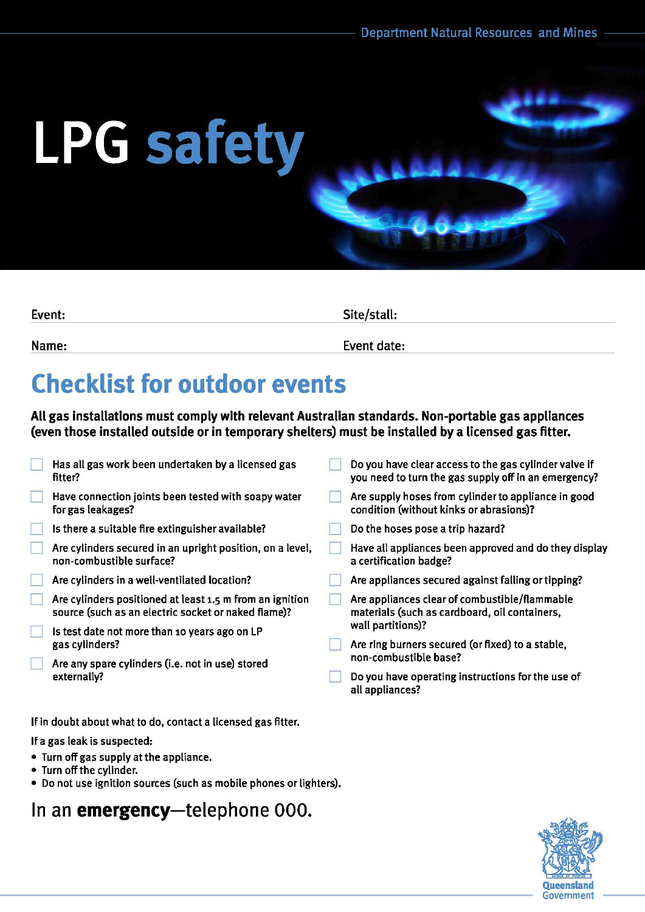Department Natural Resources and Mines

# LPG safety

Event: ____________________ Site/stall: ____________________

Name: ____________________ Event date: ____________________

## Checklist for outdoor events

**All gas installations must comply with relevant Australian standards. Non-portable gas appliances (even those installed outside or in temporary shelters) must be installed by a licensed gas fitter.**

- [ ] Has all gas work been undertaken by a licensed gas fitter?
- [ ] Have connection joints been tested with soapy water for gas leakages?
- [ ] Is there a suitable fire extinguisher available?
- [ ] Are cylinders secured in an upright position, on a level, non-combustible surface?
- [ ] Are cylinders in a well-ventilated location?
- [ ] Are cylinders positioned at least 1.5 m from an ignition source (such as an electric socket or naked flame)?
- [ ] Is test date not more than 10 years ago on LP gas cylinders?
- [ ] Are any spare cylinders (i.e. not in use) stored externally?
- [ ] Do you have clear access to the gas cylinder valve if you need to turn the gas supply off in an emergency?
- [ ] Are supply hoses from cylinder to appliance in good condition (without kinks or abrasions)?
- [ ] Do the hoses pose a trip hazard?
- [ ] Have all appliances been approved and do they display a certification badge?
- [ ] Are appliances secured against falling or tipping?
- [ ] Are appliances clear of combustible/flammable materials (such as cardboard, oil containers, wall partitions)?
- [ ] Are ring burners secured (or fixed) to a stable, non-combustible base?
- [ ] Do you have operating instructions for the use of all appliances?

If in doubt about what to do, contact a licensed gas fitter.

If a gas leak is suspected:

- Turn off gas supply at the appliance.
- Turn off the cylinder.
- Do not use ignition sources (such as mobile phones or lighters).

In an **emergency**—telephone 000.

Queensland Government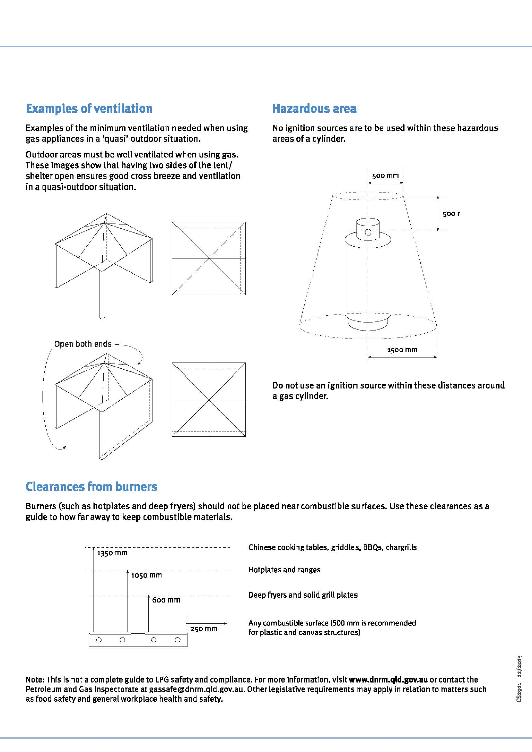## Examples of ventilation

Examples of the minimum ventilation needed when using gas appliances in a 'quasi' outdoor situation.

Outdoor areas must be well ventilated when using gas. These images show that having two sides of the tent/shelter open ensures good cross breeze and ventilation in a quasi-outdoor situation.

Open both ends

## Hazardous area

No ignition sources are to be used within these hazardous areas of a cylinder.

500 mm

500 r

1500 mm

Do not use an ignition source within these distances around a gas cylinder.

## Clearances from burners

Burners (such as hotplates and deep fryers) should not be placed near combustible surfaces. Use these clearances as a guide to how far away to keep combustible materials.

1350 mm — Chinese cooking tables, griddles, BBQs, chargrills

1050 mm — Hotplates and ranges

600 mm — Deep fryers and solid grill plates

250 mm — Any combustible surface (500 mm is recommended for plastic and canvas structures)

Note: This is not a complete guide to LPG safety and compliance. For more information, visit **www.dnrm.qld.gov.au** or contact the Petroleum and Gas Inspectorate at gassafe@dnrm.qld.gov.au. Other legislative requirements may apply in relation to matters such as food safety and general workplace health and safety.

CS2911 12/2013